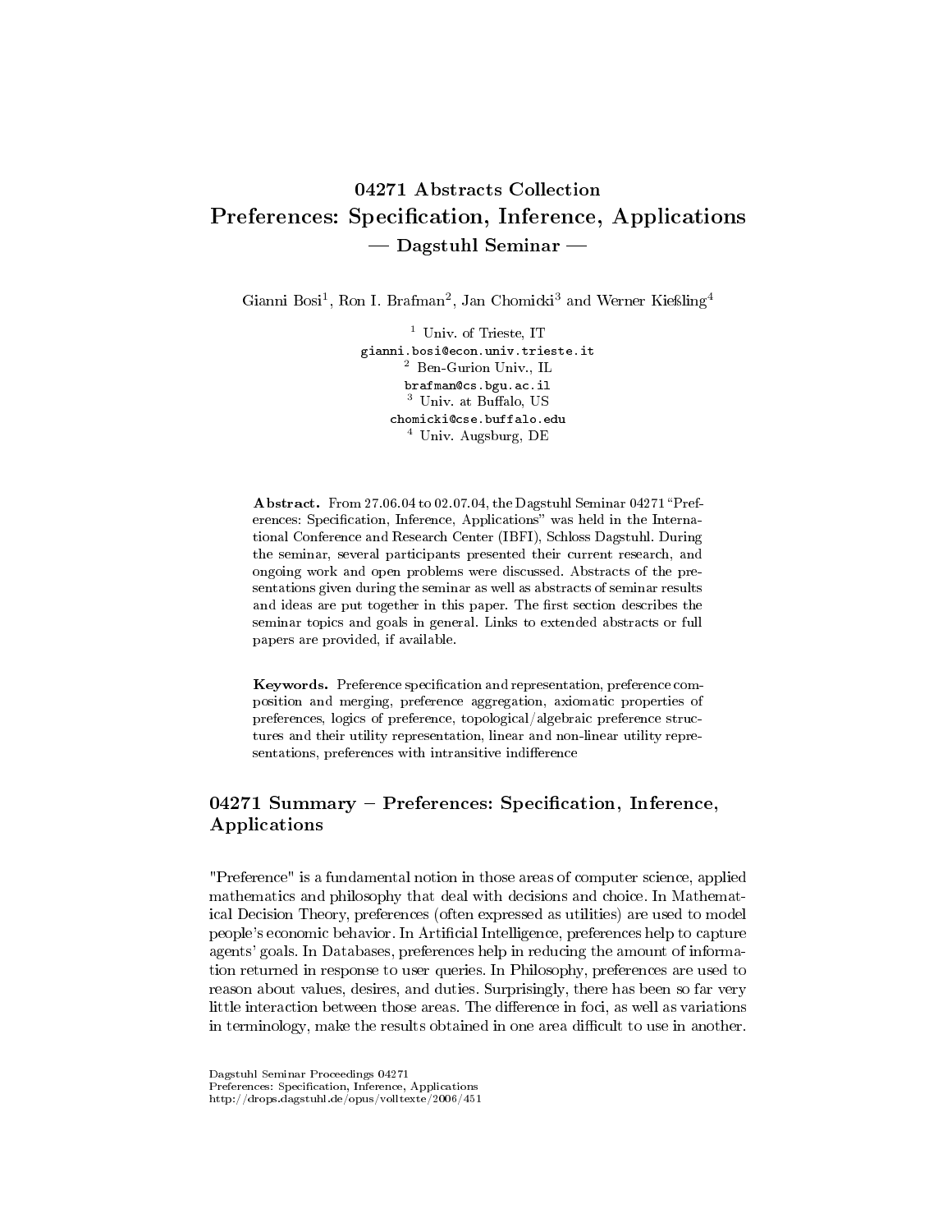# 04271 Abstracts Collection
# Preferences: Specification, Inference, Applications
## — Dagstuhl Seminar —

Gianni Bosi[1], Ron I. Brafman[2], Jan Chomicki[3] and Werner Kießling[4]

[1] Univ. of Trieste, IT
gianni.bosi@econ.univ.trieste.it
[2] Ben-Gurion Univ., IL
brafman@cs.bgu.ac.il
[3] Univ. at Buffalo, US
chomicki@cse.buffalo.edu
[4] Univ. Augsburg, DE

**Abstract.** From 27.06.04 to 02.07.04, the Dagstuhl Seminar 04271 "Preferences: Specification, Inference, Applications" was held in the International Conference and Research Center (IBFI), Schloss Dagstuhl. During the seminar, several participants presented their current research, and ongoing work and open problems were discussed. Abstracts of the presentations given during the seminar as well as abstracts of seminar results and ideas are put together in this paper. The first section describes the seminar topics and goals in general. Links to extended abstracts or full papers are provided, if available.

**Keywords.** Preference specification and representation, preference composition and merging, preference aggregation, axiomatic properties of preferences, logics of preference, topological/algebraic preference structures and their utility representation, linear and non-linear utility representations, preferences with intransitive indifference

## 04271 Summary – Preferences: Specification, Inference, Applications

"Preference" is a fundamental notion in those areas of computer science, applied mathematics and philosophy that deal with decisions and choice. In Mathematical Decision Theory, preferences (often expressed as utilities) are used to model people's economic behavior. In Artificial Intelligence, preferences help to capture agents' goals. In Databases, preferences help in reducing the amount of information returned in response to user queries. In Philosophy, preferences are used to reason about values, desires, and duties. Surprisingly, there has been so far very little interaction between those areas. The difference in foci, as well as variations in terminology, make the results obtained in one area difficult to use in another.

Dagstuhl Seminar Proceedings 04271
Preferences: Specification, Inference, Applications
http://drops.dagstuhl.de/opus/volltexte/2006/451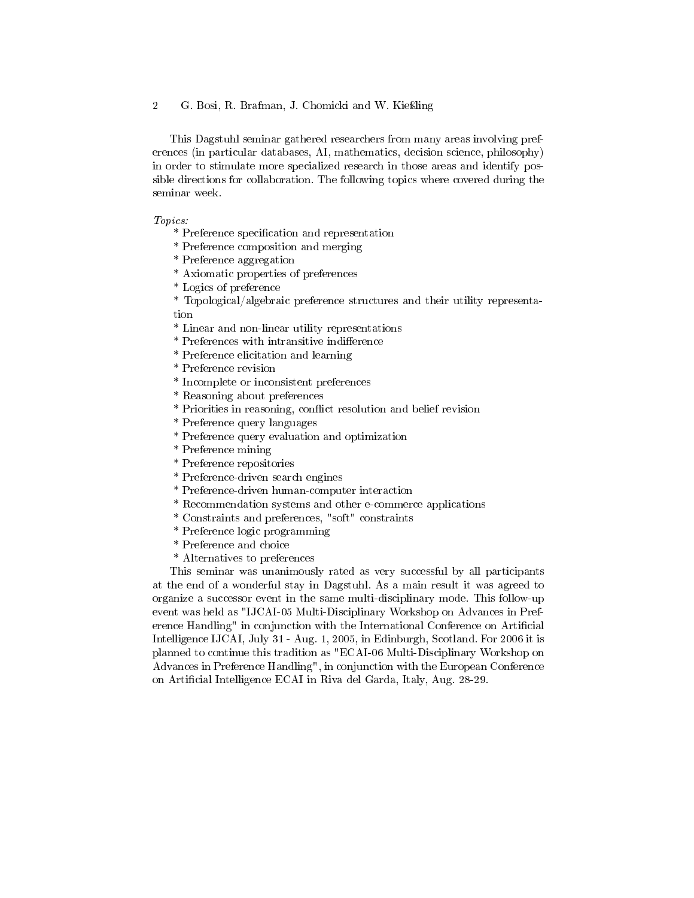This Dagstuhl seminar gathered researchers from many areas involving preferences (in particular databases, AI, mathematics, decision science, philosophy) in order to stimulate more specialized research in those areas and identify possible directions for collaboration. The following topics where covered during the seminar week.

*Topics:*

* Preference specification and representation
* Preference composition and merging
* Preference aggregation
* Axiomatic properties of preferences
* Logics of preference
* Topological/algebraic preference structures and their utility representation
* Linear and non-linear utility representations
* Preferences with intransitive indifference
* Preference elicitation and learning
* Preference revision
* Incomplete or inconsistent preferences
* Reasoning about preferences
* Priorities in reasoning, conflict resolution and belief revision
* Preference query languages
* Preference query evaluation and optimization
* Preference mining
* Preference repositories
* Preference-driven search engines
* Preference-driven human-computer interaction
* Recommendation systems and other e-commerce applications
* Constraints and preferences, "soft" constraints
* Preference logic programming
* Preference and choice
* Alternatives to preferences

This seminar was unanimously rated as very successful by all participants at the end of a wonderful stay in Dagstuhl. As a main result it was agreed to organize a successor event in the same multi-disciplinary mode. This follow-up event was held as "IJCAI-05 Multi-Disciplinary Workshop on Advances in Preference Handling" in conjunction with the International Conference on Artificial Intelligence IJCAI, July 31 - Aug. 1, 2005, in Edinburgh, Scotland. For 2006 it is planned to continue this tradition as "ECAI-06 Multi-Disciplinary Workshop on Advances in Preference Handling", in conjunction with the European Conference on Artificial Intelligence ECAI in Riva del Garda, Italy, Aug. 28-29.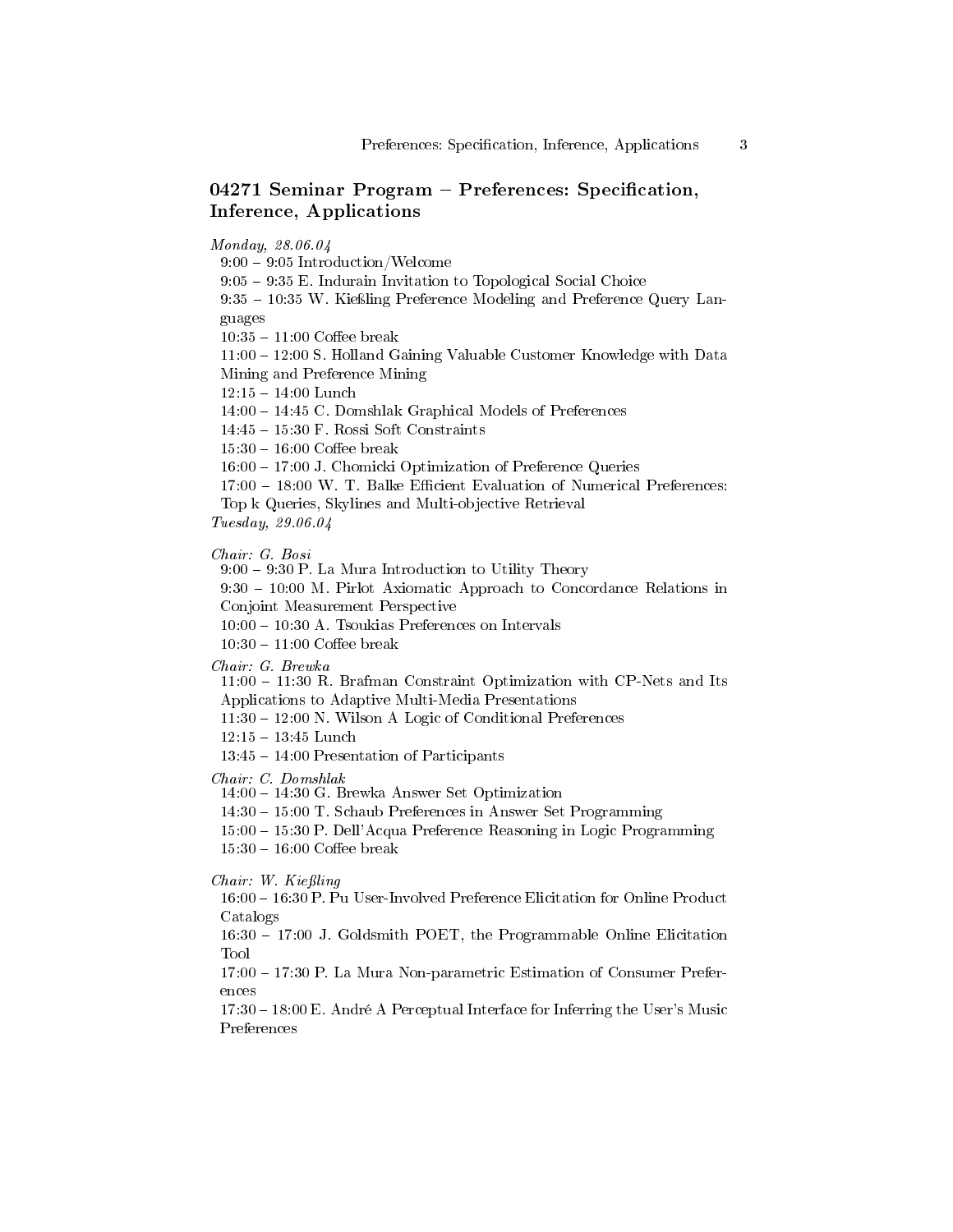## 04271 Seminar Program – Preferences: Specification, Inference, Applications

*Monday, 28.06.04*

9:00 – 9:05 Introduction/Welcome
9:05 – 9:35 E. Indurain Invitation to Topological Social Choice
9:35 – 10:35 W. Kießling Preference Modeling and Preference Query Languages
10:35 – 11:00 Coffee break
11:00 – 12:00 S. Holland Gaining Valuable Customer Knowledge with Data Mining and Preference Mining
12:15 – 14:00 Lunch
14:00 – 14:45 C. Domshlak Graphical Models of Preferences
14:45 – 15:30 F. Rossi Soft Constraints
15:30 – 16:00 Coffee break
16:00 – 17:00 J. Chomicki Optimization of Preference Queries
17:00 – 18:00 W. T. Balke Efficient Evaluation of Numerical Preferences: Top k Queries, Skylines and Multi-objective Retrieval

*Tuesday, 29.06.04*

*Chair: G. Bosi*
9:00 – 9:30 P. La Mura Introduction to Utility Theory
9:30 – 10:00 M. Pirlot Axiomatic Approach to Concordance Relations in Conjoint Measurement Perspective
10:00 – 10:30 A. Tsoukias Preferences on Intervals
10:30 – 11:00 Coffee break

*Chair: G. Brewka*
11:00 – 11:30 R. Brafman Constraint Optimization with CP-Nets and Its Applications to Adaptive Multi-Media Presentations
11:30 – 12:00 N. Wilson A Logic of Conditional Preferences
12:15 – 13:45 Lunch
13:45 – 14:00 Presentation of Participants

*Chair: C. Domshlak*
14:00 – 14:30 G. Brewka Answer Set Optimization
14:30 – 15:00 T. Schaub Preferences in Answer Set Programming
15:00 – 15:30 P. Dell'Acqua Preference Reasoning in Logic Programming
15:30 – 16:00 Coffee break

*Chair: W. Kießling*
16:00 – 16:30 P. Pu User-Involved Preference Elicitation for Online Product Catalogs
16:30 – 17:00 J. Goldsmith POET, the Programmable Online Elicitation Tool
17:00 – 17:30 P. La Mura Non-parametric Estimation of Consumer Preferences
17:30 – 18:00 E. André A Perceptual Interface for Inferring the User's Music Preferences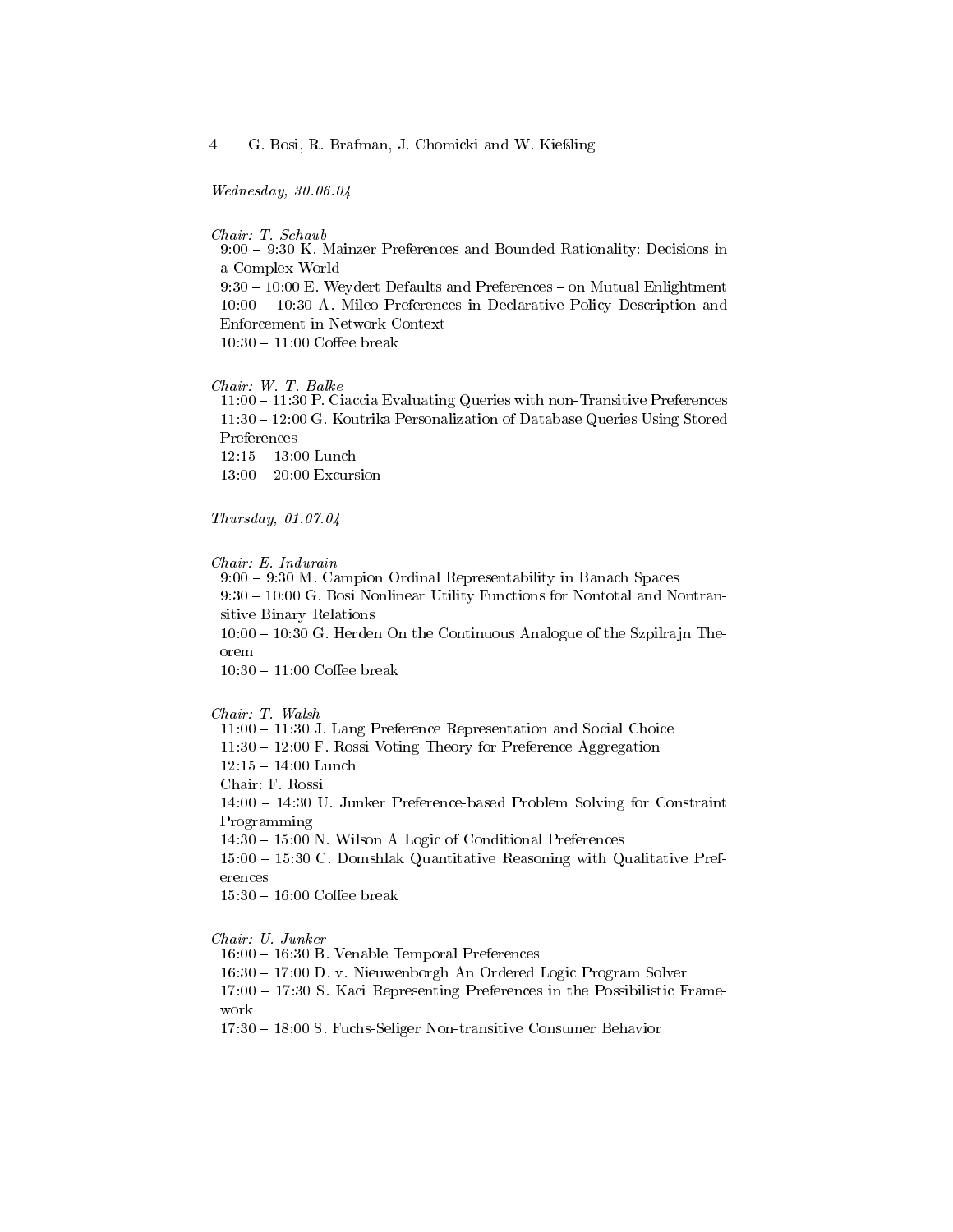*Wednesday, 30.06.04*

*Chair: T. Schaub*
9:00 – 9:30 K. Mainzer Preferences and Bounded Rationality: Decisions in a Complex World
9:30 – 10:00 E. Weydert Defaults and Preferences – on Mutual Enlightment
10:00 – 10:30 A. Mileo Preferences in Declarative Policy Description and Enforcement in Network Context
10:30 – 11:00 Coffee break

*Chair: W. T. Balke*
11:00 – 11:30 P. Ciaccia Evaluating Queries with non-Transitive Preferences
11:30 – 12:00 G. Koutrika Personalization of Database Queries Using Stored Preferences
12:15 – 13:00 Lunch
13:00 – 20:00 Excursion

*Thursday, 01.07.04*

*Chair: E. Indurain*
9:00 – 9:30 M. Campion Ordinal Representability in Banach Spaces
9:30 – 10:00 G. Bosi Nonlinear Utility Functions for Nontotal and Nontransitive Binary Relations
10:00 – 10:30 G. Herden On the Continuous Analogue of the Szpilrajn Theorem
10:30 – 11:00 Coffee break

*Chair: T. Walsh*
11:00 – 11:30 J. Lang Preference Representation and Social Choice
11:30 – 12:00 F. Rossi Voting Theory for Preference Aggregation
12:15 – 14:00 Lunch
Chair: F. Rossi
14:00 – 14:30 U. Junker Preference-based Problem Solving for Constraint Programming
14:30 – 15:00 N. Wilson A Logic of Conditional Preferences
15:00 – 15:30 C. Domshlak Quantitative Reasoning with Qualitative Preferences
15:30 – 16:00 Coffee break

*Chair: U. Junker*
16:00 – 16:30 B. Venable Temporal Preferences
16:30 – 17:00 D. v. Nieuwenborgh An Ordered Logic Program Solver
17:00 – 17:30 S. Kaci Representing Preferences in the Possibilistic Framework
17:30 – 18:00 S. Fuchs-Seliger Non-transitive Consumer Behavior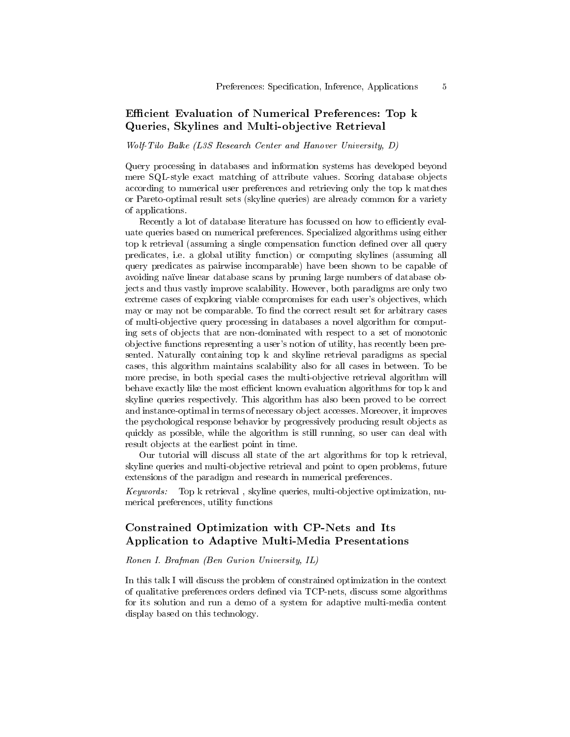## Efficient Evaluation of Numerical Preferences: Top k Queries, Skylines and Multi-objective Retrieval

*Wolf-Tilo Balke (L3S Research Center and Hanover University, D)*

Query processing in databases and information systems has developed beyond mere SQL-style exact matching of attribute values. Scoring database objects according to numerical user preferences and retrieving only the top k matches or Pareto-optimal result sets (skyline queries) are already common for a variety of applications.

Recently a lot of database literature has focussed on how to efficiently evaluate queries based on numerical preferences. Specialized algorithms using either top k retrieval (assuming a single compensation function defined over all query predicates, i.e. a global utility function) or computing skylines (assuming all query predicates as pairwise incomparable) have been shown to be capable of avoiding naïve linear database scans by pruning large numbers of database objects and thus vastly improve scalability. However, both paradigms are only two extreme cases of exploring viable compromises for each user's objectives, which may or may not be comparable. To find the correct result set for arbitrary cases of multi-objective query processing in databases a novel algorithm for computing sets of objects that are non-dominated with respect to a set of monotonic objective functions representing a user's notion of utility, has recently been presented. Naturally containing top k and skyline retrieval paradigms as special cases, this algorithm maintains scalability also for all cases in between. To be more precise, in both special cases the multi-objective retrieval algorithm will behave exactly like the most efficient known evaluation algorithms for top k and skyline queries respectively. This algorithm has also been proved to be correct and instance-optimal in terms of necessary object accesses. Moreover, it improves the psychological response behavior by progressively producing result objects as quickly as possible, while the algorithm is still running, so user can deal with result objects at the earliest point in time.

Our tutorial will discuss all state of the art algorithms for top k retrieval, skyline queries and multi-objective retrieval and point to open problems, future extensions of the paradigm and research in numerical preferences.

*Keywords:* Top k retrieval , skyline queries, multi-objective optimization, numerical preferences, utility functions

## Constrained Optimization with CP-Nets and Its Application to Adaptive Multi-Media Presentations

*Ronen I. Brafman (Ben Gurion University, IL)*

In this talk I will discuss the problem of constrained optimization in the context of qualitative preferences orders defined via TCP-nets, discuss some algorithms for its solution and run a demo of a system for adaptive multi-media content display based on this technology.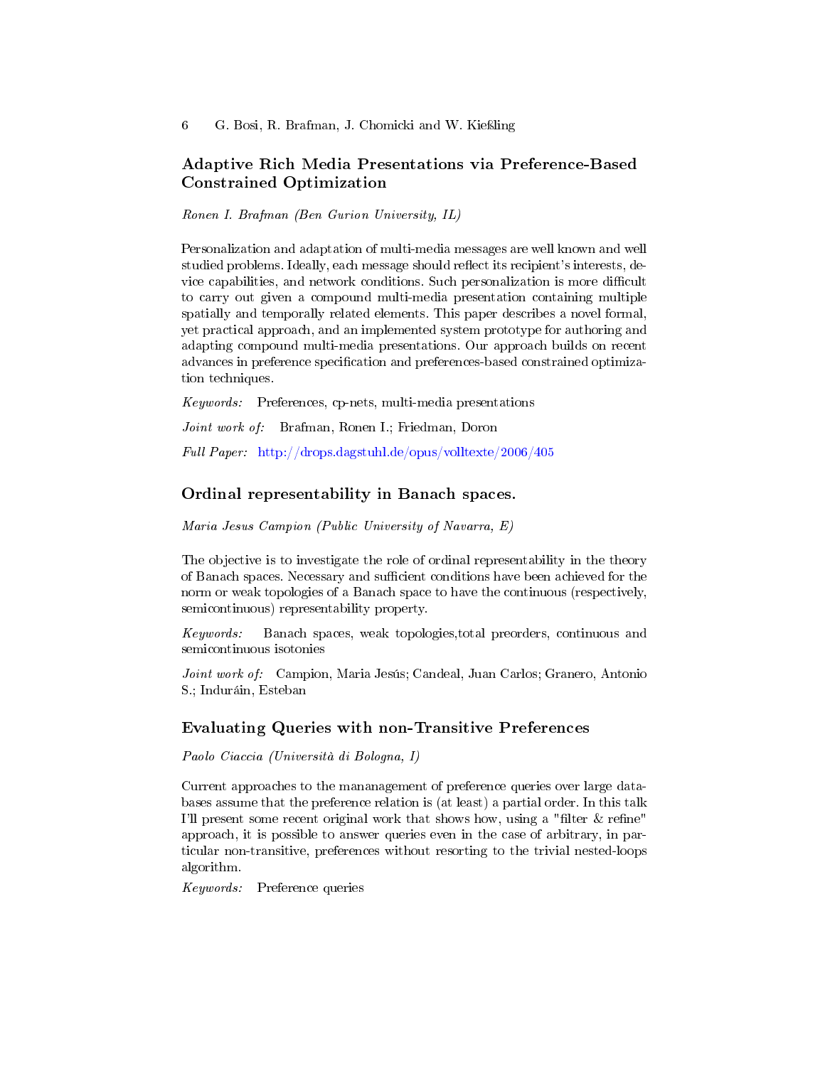## Adaptive Rich Media Presentations via Preference-Based Constrained Optimization

*Ronen I. Brafman (Ben Gurion University, IL)*

Personalization and adaptation of multi-media messages are well known and well studied problems. Ideally, each message should reflect its recipient's interests, device capabilities, and network conditions. Such personalization is more difficult to carry out given a compound multi-media presentation containing multiple spatially and temporally related elements. This paper describes a novel formal, yet practical approach, and an implemented system prototype for authoring and adapting compound multi-media presentations. Our approach builds on recent advances in preference specification and preferences-based constrained optimization techniques.

*Keywords:* Preferences, cp-nets, multi-media presentations

*Joint work of:* Brafman, Ronen I.; Friedman, Doron

*Full Paper:* http://drops.dagstuhl.de/opus/volltexte/2006/405

## Ordinal representability in Banach spaces.

*Maria Jesus Campion (Public University of Navarra, E)*

The objective is to investigate the role of ordinal representability in the theory of Banach spaces. Necessary and sufficient conditions have been achieved for the norm or weak topologies of a Banach space to have the continuous (respectively, semicontinuous) representability property.

*Keywords:* Banach spaces, weak topologies,total preorders, continuous and semicontinuous isotonies

*Joint work of:* Campion, Maria Jesús; Candeal, Juan Carlos; Granero, Antonio S.; Induráin, Esteban

## Evaluating Queries with non-Transitive Preferences

*Paolo Ciaccia (Università di Bologna, I)*

Current approaches to the mananagement of preference queries over large databases assume that the preference relation is (at least) a partial order. In this talk I'll present some recent original work that shows how, using a "filter & refine" approach, it is possible to answer queries even in the case of arbitrary, in particular non-transitive, preferences without resorting to the trivial nested-loops algorithm.

*Keywords:* Preference queries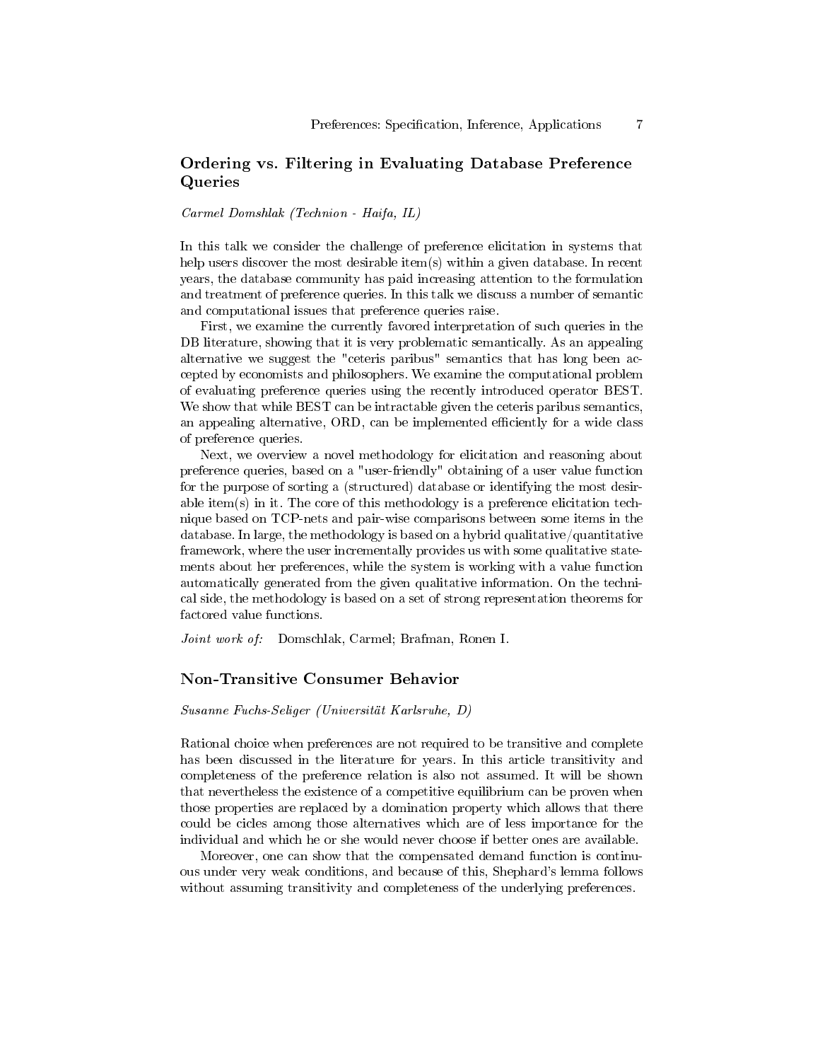## Ordering vs. Filtering in Evaluating Database Preference Queries

*Carmel Domshlak (Technion - Haifa, IL)*

In this talk we consider the challenge of preference elicitation in systems that help users discover the most desirable item(s) within a given database. In recent years, the database community has paid increasing attention to the formulation and treatment of preference queries. In this talk we discuss a number of semantic and computational issues that preference queries raise.

First, we examine the currently favored interpretation of such queries in the DB literature, showing that it is very problematic semantically. As an appealing alternative we suggest the "ceteris paribus" semantics that has long been accepted by economists and philosophers. We examine the computational problem of evaluating preference queries using the recently introduced operator BEST. We show that while BEST can be intractable given the ceteris paribus semantics, an appealing alternative, ORD, can be implemented efficiently for a wide class of preference queries.

Next, we overview a novel methodology for elicitation and reasoning about preference queries, based on a "user-friendly" obtaining of a user value function for the purpose of sorting a (structured) database or identifying the most desirable item(s) in it. The core of this methodology is a preference elicitation technique based on TCP-nets and pair-wise comparisons between some items in the database. In large, the methodology is based on a hybrid qualitative/quantitative framework, where the user incrementally provides us with some qualitative statements about her preferences, while the system is working with a value function automatically generated from the given qualitative information. On the technical side, the methodology is based on a set of strong representation theorems for factored value functions.

*Joint work of:* Domschlak, Carmel; Brafman, Ronen I.

## Non-Transitive Consumer Behavior

*Susanne Fuchs-Seliger (Universität Karlsruhe, D)*

Rational choice when preferences are not required to be transitive and complete has been discussed in the literature for years. In this article transitivity and completeness of the preference relation is also not assumed. It will be shown that nevertheless the existence of a competitive equilibrium can be proven when those properties are replaced by a domination property which allows that there could be cicles among those alternatives which are of less importance for the individual and which he or she would never choose if better ones are available.

Moreover, one can show that the compensated demand function is continuous under very weak conditions, and because of this, Shephard's lemma follows without assuming transitivity and completeness of the underlying preferences.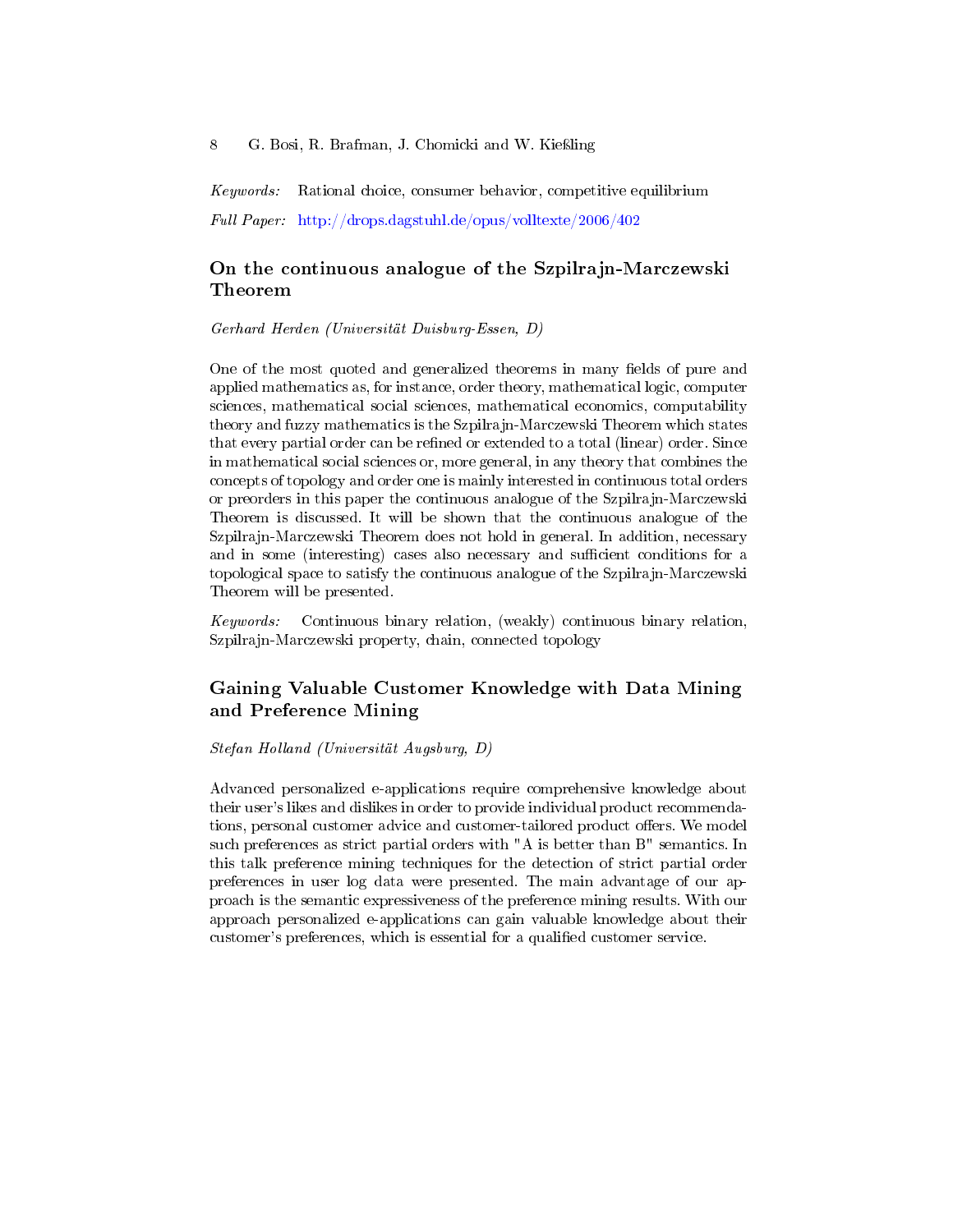*Keywords:* Rational choice, consumer behavior, competitive equilibrium

*Full Paper:* http://drops.dagstuhl.de/opus/volltexte/2006/402

## On the continuous analogue of the Szpilrajn-Marczewski Theorem

*Gerhard Herden (Universität Duisburg-Essen, D)*

One of the most quoted and generalized theorems in many fields of pure and applied mathematics as, for instance, order theory, mathematical logic, computer sciences, mathematical social sciences, mathematical economics, computability theory and fuzzy mathematics is the Szpilrajn-Marczewski Theorem which states that every partial order can be refined or extended to a total (linear) order. Since in mathematical social sciences or, more general, in any theory that combines the concepts of topology and order one is mainly interested in continuous total orders or preorders in this paper the continuous analogue of the Szpilrajn-Marczewski Theorem is discussed. It will be shown that the continuous analogue of the Szpilrajn-Marczewski Theorem does not hold in general. In addition, necessary and in some (interesting) cases also necessary and sufficient conditions for a topological space to satisfy the continuous analogue of the Szpilrajn-Marczewski Theorem will be presented.

*Keywords:* Continuous binary relation, (weakly) continuous binary relation, Szpilrajn-Marczewski property, chain, connected topology

## Gaining Valuable Customer Knowledge with Data Mining and Preference Mining

*Stefan Holland (Universität Augsburg, D)*

Advanced personalized e-applications require comprehensive knowledge about their user's likes and dislikes in order to provide individual product recommendations, personal customer advice and customer-tailored product offers. We model such preferences as strict partial orders with "A is better than B" semantics. In this talk preference mining techniques for the detection of strict partial order preferences in user log data were presented. The main advantage of our approach is the semantic expressiveness of the preference mining results. With our approach personalized e-applications can gain valuable knowledge about their customer's preferences, which is essential for a qualified customer service.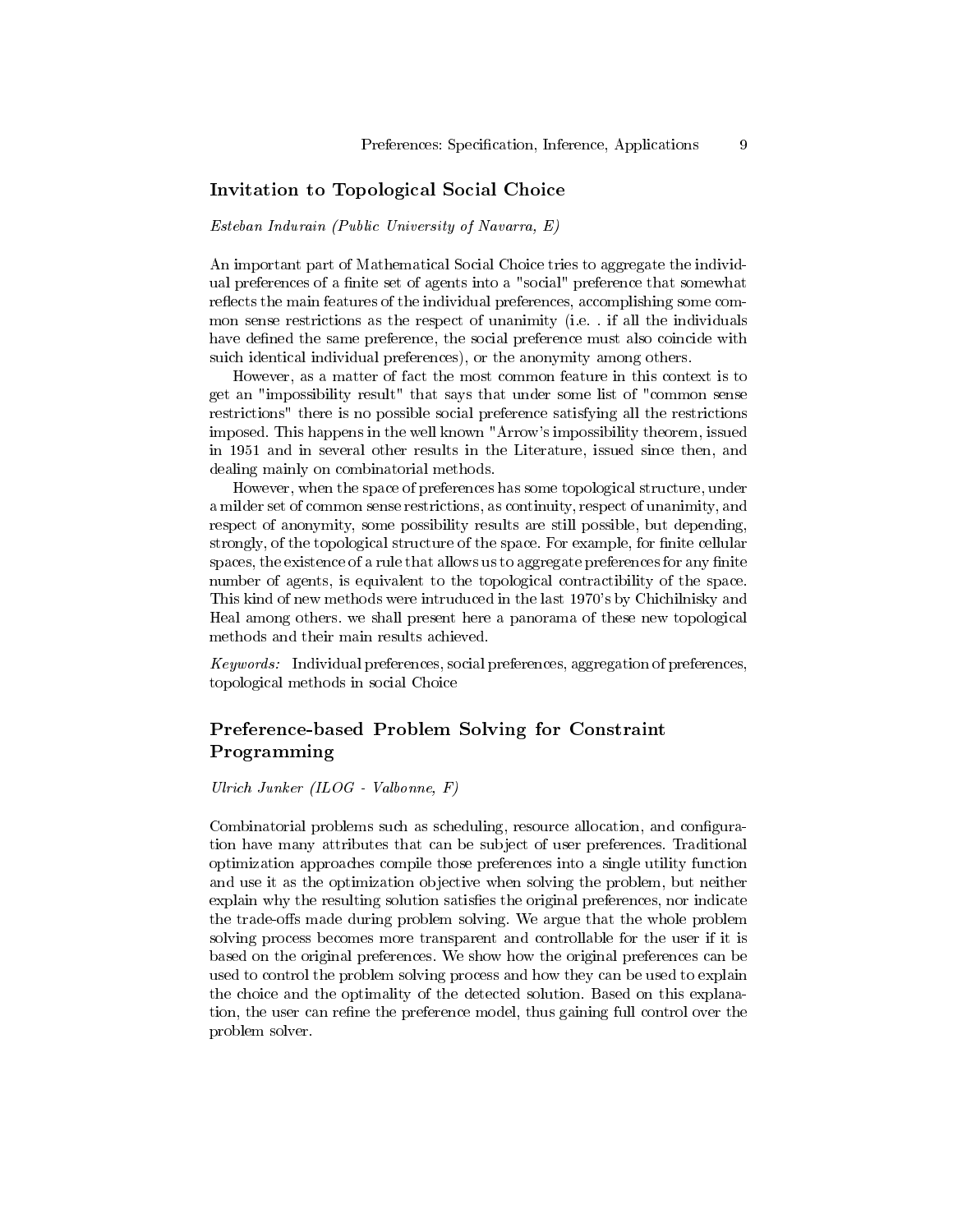## Invitation to Topological Social Choice

*Esteban Indurain (Public University of Navarra, E)*

An important part of Mathematical Social Choice tries to aggregate the individual preferences of a finite set of agents into a "social" preference that somewhat reflects the main features of the individual preferences, accomplishing some common sense restrictions as the respect of unanimity (i.e. . if all the individuals have defined the same preference, the social preference must also coincide with suich identical individual preferences), or the anonymity among others.

However, as a matter of fact the most common feature in this context is to get an "impossibility result" that says that under some list of "common sense restrictions" there is no possible social preference satisfying all the restrictions imposed. This happens in the well known "Arrow's impossibility theorem, issued in 1951 and in several other results in the Literature, issued since then, and dealing mainly on combinatorial methods.

However, when the space of preferences has some topological structure, under a milder set of common sense restrictions, as continuity, respect of unanimity, and respect of anonymity, some possibility results are still possible, but depending, strongly, of the topological structure of the space. For example, for finite cellular spaces, the existence of a rule that allows us to aggregate preferences for any finite number of agents, is equivalent to the topological contractibility of the space. This kind of new methods were intruduced in the last 1970's by Chichilnisky and Heal among others. we shall present here a panorama of these new topological methods and their main results achieved.

*Keywords:* Individual preferences, social preferences, aggregation of preferences, topological methods in social Choice

## Preference-based Problem Solving for Constraint Programming

*Ulrich Junker (ILOG - Valbonne, F)*

Combinatorial problems such as scheduling, resource allocation, and configuration have many attributes that can be subject of user preferences. Traditional optimization approaches compile those preferences into a single utility function and use it as the optimization objective when solving the problem, but neither explain why the resulting solution satisfies the original preferences, nor indicate the trade-offs made during problem solving. We argue that the whole problem solving process becomes more transparent and controllable for the user if it is based on the original preferences. We show how the original preferences can be used to control the problem solving process and how they can be used to explain the choice and the optimality of the detected solution. Based on this explanation, the user can refine the preference model, thus gaining full control over the problem solver.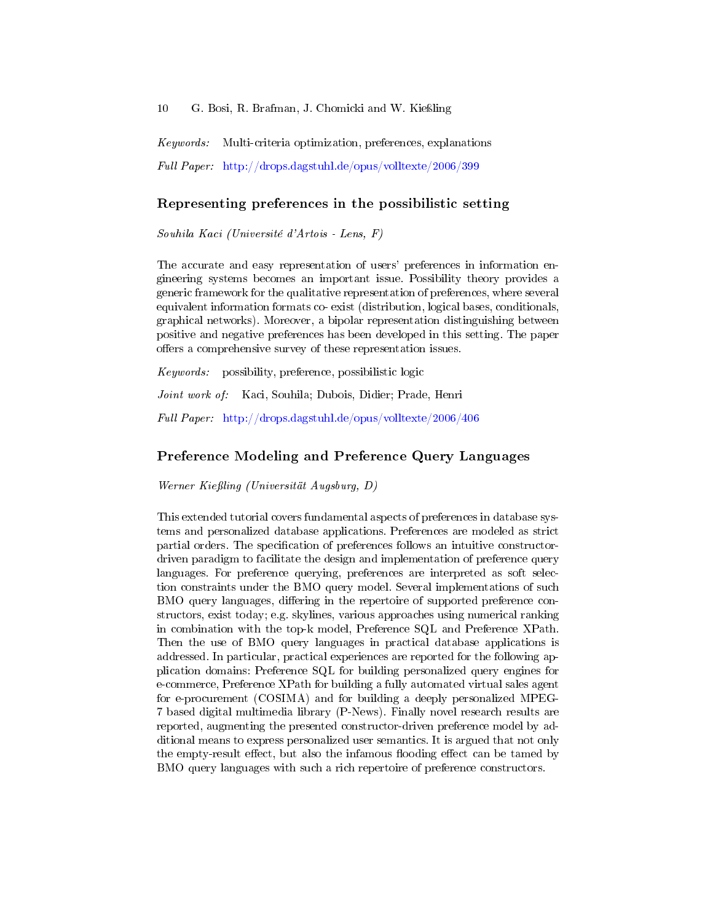*Keywords:* Multi-criteria optimization, preferences, explanations

*Full Paper:* http://drops.dagstuhl.de/opus/volltexte/2006/399

## Representing preferences in the possibilistic setting

*Souhila Kaci (Université d'Artois - Lens, F)*

The accurate and easy representation of users' preferences in information engineering systems becomes an important issue. Possibility theory provides a generic framework for the qualitative representation of preferences, where several equivalent information formats co- exist (distribution, logical bases, conditionals, graphical networks). Moreover, a bipolar representation distinguishing between positive and negative preferences has been developed in this setting. The paper offers a comprehensive survey of these representation issues.

*Keywords:* possibility, preference, possibilistic logic

*Joint work of:* Kaci, Souhila; Dubois, Didier; Prade, Henri

*Full Paper:* http://drops.dagstuhl.de/opus/volltexte/2006/406

## Preference Modeling and Preference Query Languages

*Werner Kießling (Universität Augsburg, D)*

This extended tutorial covers fundamental aspects of preferences in database systems and personalized database applications. Preferences are modeled as strict partial orders. The specification of preferences follows an intuitive constructor-driven paradigm to facilitate the design and implementation of preference query languages. For preference querying, preferences are interpreted as soft selection constraints under the BMO query model. Several implementations of such BMO query languages, differing in the repertoire of supported preference constructors, exist today; e.g. skylines, various approaches using numerical ranking in combination with the top-k model, Preference SQL and Preference XPath. Then the use of BMO query languages in practical database applications is addressed. In particular, practical experiences are reported for the following application domains: Preference SQL for building personalized query engines for e-commerce, Preference XPath for building a fully automated virtual sales agent for e-procurement (COSIMA) and for building a deeply personalized MPEG-7 based digital multimedia library (P-News). Finally novel research results are reported, augmenting the presented constructor-driven preference model by additional means to express personalized user semantics. It is argued that not only the empty-result effect, but also the infamous flooding effect can be tamed by BMO query languages with such a rich repertoire of preference constructors.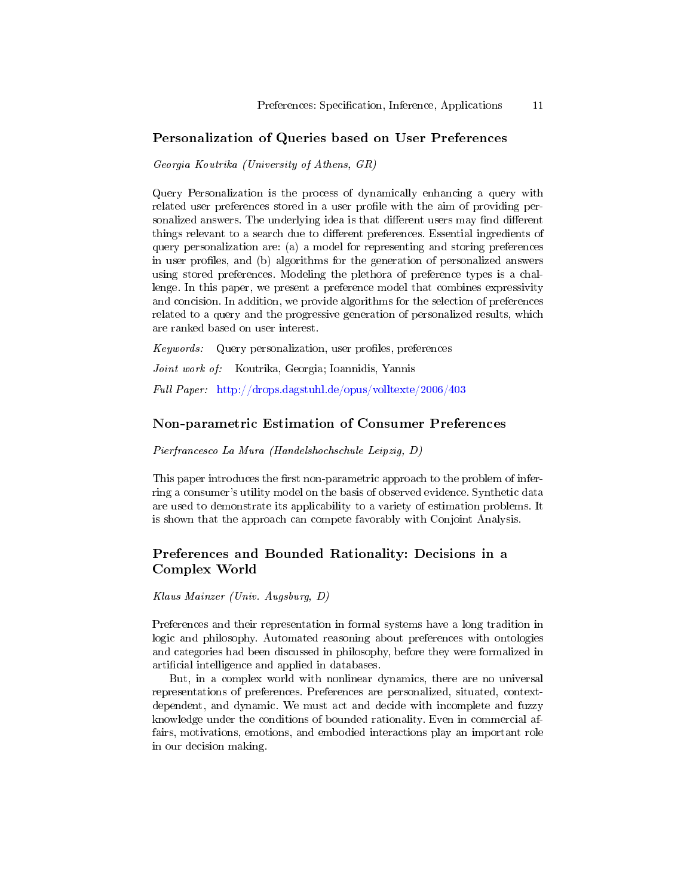## Personalization of Queries based on User Preferences

*Georgia Koutrika (University of Athens, GR)*

Query Personalization is the process of dynamically enhancing a query with related user preferences stored in a user profile with the aim of providing personalized answers. The underlying idea is that different users may find different things relevant to a search due to different preferences. Essential ingredients of query personalization are: (a) a model for representing and storing preferences in user profiles, and (b) algorithms for the generation of personalized answers using stored preferences. Modeling the plethora of preference types is a challenge. In this paper, we present a preference model that combines expressivity and concision. In addition, we provide algorithms for the selection of preferences related to a query and the progressive generation of personalized results, which are ranked based on user interest.

*Keywords:* Query personalization, user profiles, preferences

*Joint work of:* Koutrika, Georgia; Ioannidis, Yannis

*Full Paper:* http://drops.dagstuhl.de/opus/volltexte/2006/403

## Non-parametric Estimation of Consumer Preferences

*Pierfrancesco La Mura (Handelshochschule Leipzig, D)*

This paper introduces the first non-parametric approach to the problem of inferring a consumer's utility model on the basis of observed evidence. Synthetic data are used to demonstrate its applicability to a variety of estimation problems. It is shown that the approach can compete favorably with Conjoint Analysis.

## Preferences and Bounded Rationality: Decisions in a Complex World

*Klaus Mainzer (Univ. Augsburg, D)*

Preferences and their representation in formal systems have a long tradition in logic and philosophy. Automated reasoning about preferences with ontologies and categories had been discussed in philosophy, before they were formalized in artificial intelligence and applied in databases.

But, in a complex world with nonlinear dynamics, there are no universal representations of preferences. Preferences are personalized, situated, context-dependent, and dynamic. We must act and decide with incomplete and fuzzy knowledge under the conditions of bounded rationality. Even in commercial affairs, motivations, emotions, and embodied interactions play an important role in our decision making.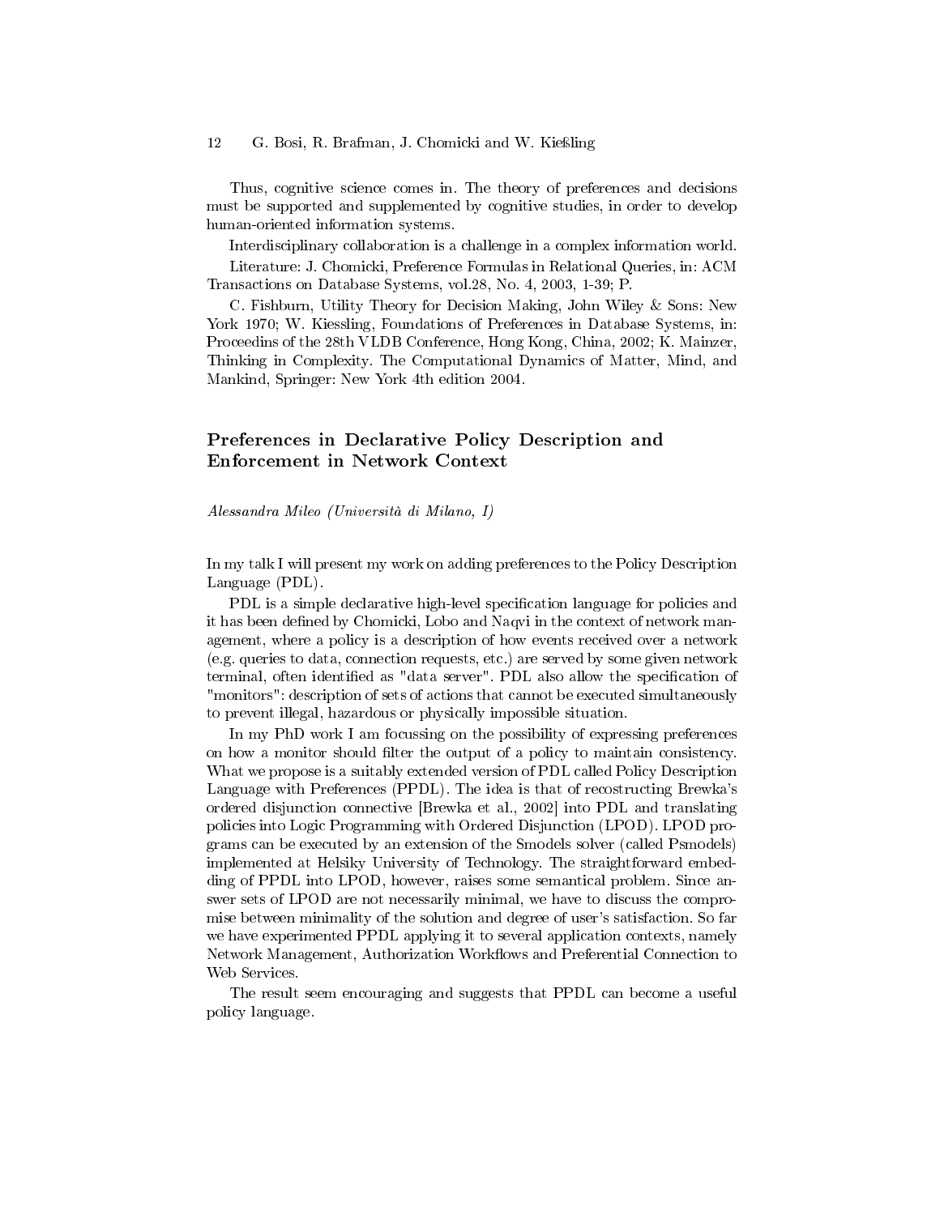Thus, cognitive science comes in. The theory of preferences and decisions must be supported and supplemented by cognitive studies, in order to develop human-oriented information systems.

Interdisciplinary collaboration is a challenge in a complex information world.

Literature: J. Chomicki, Preference Formulas in Relational Queries, in: ACM Transactions on Database Systems, vol.28, No. 4, 2003, 1-39; P.

C. Fishburn, Utility Theory for Decision Making, John Wiley & Sons: New York 1970; W. Kiessling, Foundations of Preferences in Database Systems, in: Proceedins of the 28th VLDB Conference, Hong Kong, China, 2002; K. Mainzer, Thinking in Complexity. The Computational Dynamics of Matter, Mind, and Mankind, Springer: New York 4th edition 2004.

## Preferences in Declarative Policy Description and Enforcement in Network Context

*Alessandra Mileo (Università di Milano, I)*

In my talk I will present my work on adding preferences to the Policy Description Language (PDL).

PDL is a simple declarative high-level specification language for policies and it has been defined by Chomicki, Lobo and Naqvi in the context of network management, where a policy is a description of how events received over a network (e.g. queries to data, connection requests, etc.) are served by some given network terminal, often identified as "data server". PDL also allow the specification of "monitors": description of sets of actions that cannot be executed simultaneously to prevent illegal, hazardous or physically impossible situation.

In my PhD work I am focussing on the possibility of expressing preferences on how a monitor should filter the output of a policy to maintain consistency. What we propose is a suitably extended version of PDL called Policy Description Language with Preferences (PPDL). The idea is that of recostructing Brewka's ordered disjunction connective [Brewka et al., 2002] into PDL and translating policies into Logic Programming with Ordered Disjunction (LPOD). LPOD programs can be executed by an extension of the Smodels solver (called Psmodels) implemented at Helsiky University of Technology. The straightforward embedding of PPDL into LPOD, however, raises some semantical problem. Since answer sets of LPOD are not necessarily minimal, we have to discuss the compromise between minimality of the solution and degree of user's satisfaction. So far we have experimented PPDL applying it to several application contexts, namely Network Management, Authorization Workflows and Preferential Connection to Web Services.

The result seem encouraging and suggests that PPDL can become a useful policy language.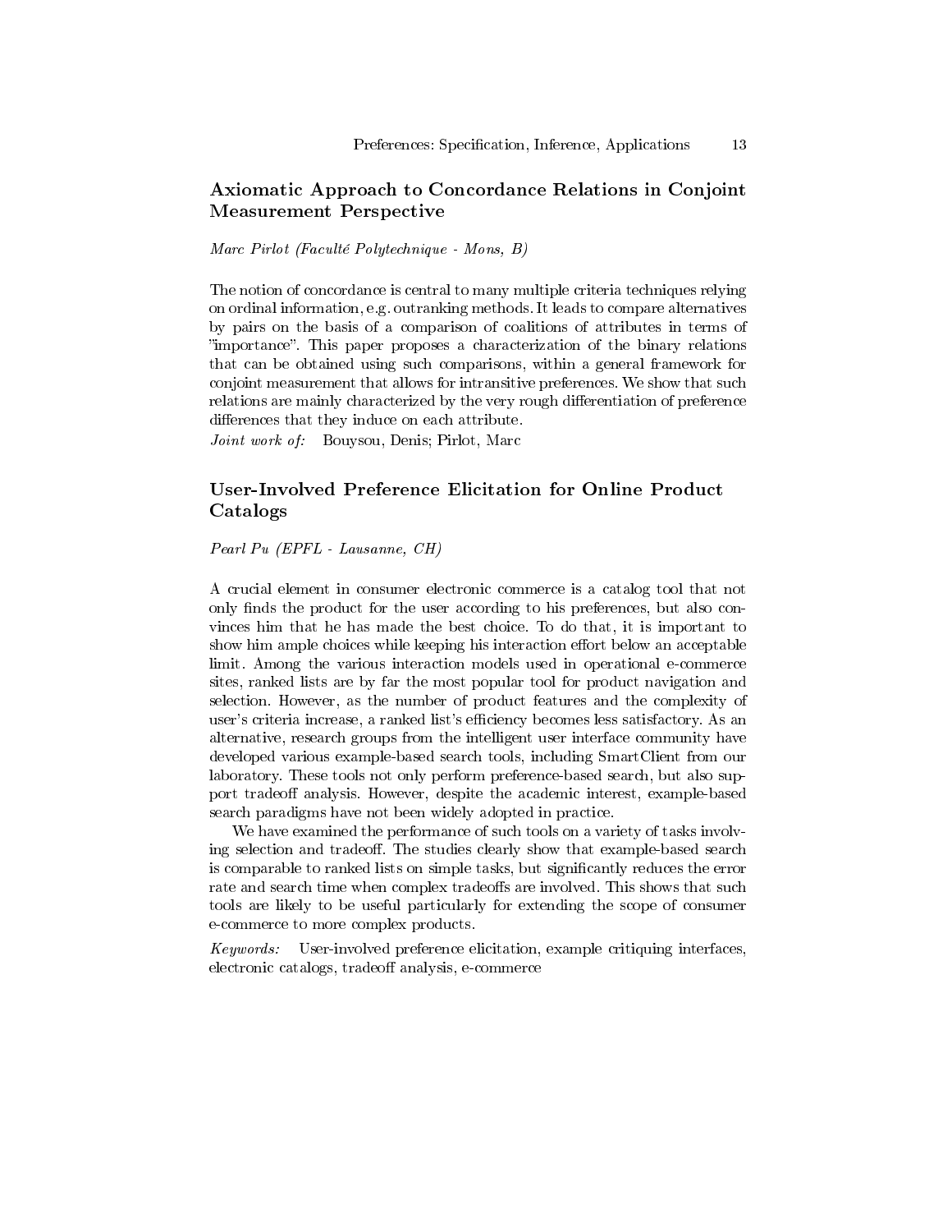## Axiomatic Approach to Concordance Relations in Conjoint Measurement Perspective

*Marc Pirlot (Faculté Polytechnique - Mons, B)*

The notion of concordance is central to many multiple criteria techniques relying on ordinal information, e.g. outranking methods. It leads to compare alternatives by pairs on the basis of a comparison of coalitions of attributes in terms of "importance". This paper proposes a characterization of the binary relations that can be obtained using such comparisons, within a general framework for conjoint measurement that allows for intransitive preferences. We show that such relations are mainly characterized by the very rough differentiation of preference differences that they induce on each attribute.

*Joint work of:* Bouysou, Denis; Pirlot, Marc

## User-Involved Preference Elicitation for Online Product Catalogs

*Pearl Pu (EPFL - Lausanne, CH)*

A crucial element in consumer electronic commerce is a catalog tool that not only finds the product for the user according to his preferences, but also convinces him that he has made the best choice. To do that, it is important to show him ample choices while keeping his interaction effort below an acceptable limit. Among the various interaction models used in operational e-commerce sites, ranked lists are by far the most popular tool for product navigation and selection. However, as the number of product features and the complexity of user's criteria increase, a ranked list's efficiency becomes less satisfactory. As an alternative, research groups from the intelligent user interface community have developed various example-based search tools, including SmartClient from our laboratory. These tools not only perform preference-based search, but also support tradeoff analysis. However, despite the academic interest, example-based search paradigms have not been widely adopted in practice.

We have examined the performance of such tools on a variety of tasks involving selection and tradeoff. The studies clearly show that example-based search is comparable to ranked lists on simple tasks, but significantly reduces the error rate and search time when complex tradeoffs are involved. This shows that such tools are likely to be useful particularly for extending the scope of consumer e-commerce to more complex products.

*Keywords:* User-involved preference elicitation, example critiquing interfaces, electronic catalogs, tradeoff analysis, e-commerce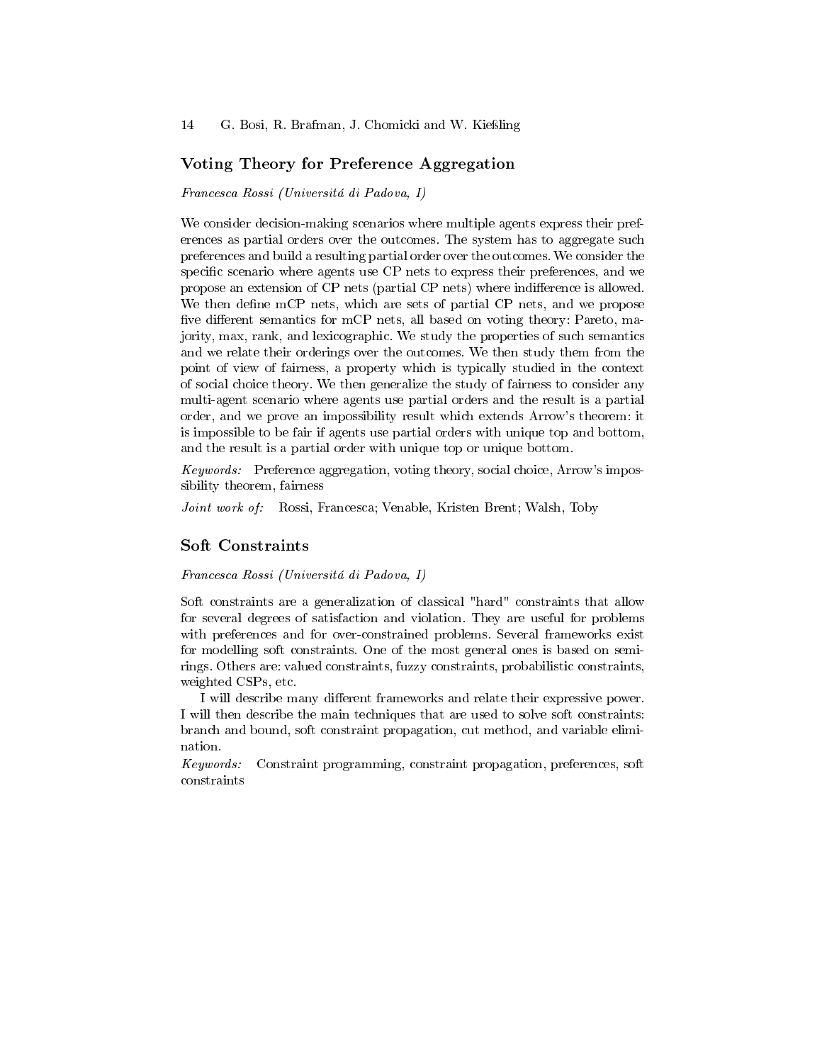## Voting Theory for Preference Aggregation

*Francesca Rossi (Universitá di Padova, I)*

We consider decision-making scenarios where multiple agents express their preferences as partial orders over the outcomes. The system has to aggregate such preferences and build a resulting partial order over the outcomes. We consider the specific scenario where agents use CP nets to express their preferences, and we propose an extension of CP nets (partial CP nets) where indifference is allowed. We then define mCP nets, which are sets of partial CP nets, and we propose five different semantics for mCP nets, all based on voting theory: Pareto, majority, max, rank, and lexicographic. We study the properties of such semantics and we relate their orderings over the outcomes. We then study them from the point of view of fairness, a property which is typically studied in the context of social choice theory. We then generalize the study of fairness to consider any multi-agent scenario where agents use partial orders and the result is a partial order, and we prove an impossibility result which extends Arrow's theorem: it is impossible to be fair if agents use partial orders with unique top and bottom, and the result is a partial order with unique top or unique bottom.

*Keywords:* Preference aggregation, voting theory, social choice, Arrow's impossibility theorem, fairness

*Joint work of:* Rossi, Francesca; Venable, Kristen Brent; Walsh, Toby

## Soft Constraints

*Francesca Rossi (Universitá di Padova, I)*

Soft constraints are a generalization of classical "hard" constraints that allow for several degrees of satisfaction and violation. They are useful for problems with preferences and for over-constrained problems. Several frameworks exist for modelling soft constraints. One of the most general ones is based on semirings. Others are: valued constraints, fuzzy constraints, probabilistic constraints, weighted CSPs, etc.

I will describe many different frameworks and relate their expressive power. I will then describe the main techniques that are used to solve soft constraints: branch and bound, soft constraint propagation, cut method, and variable elimination.

*Keywords:* Constraint programming, constraint propagation, preferences, soft constraints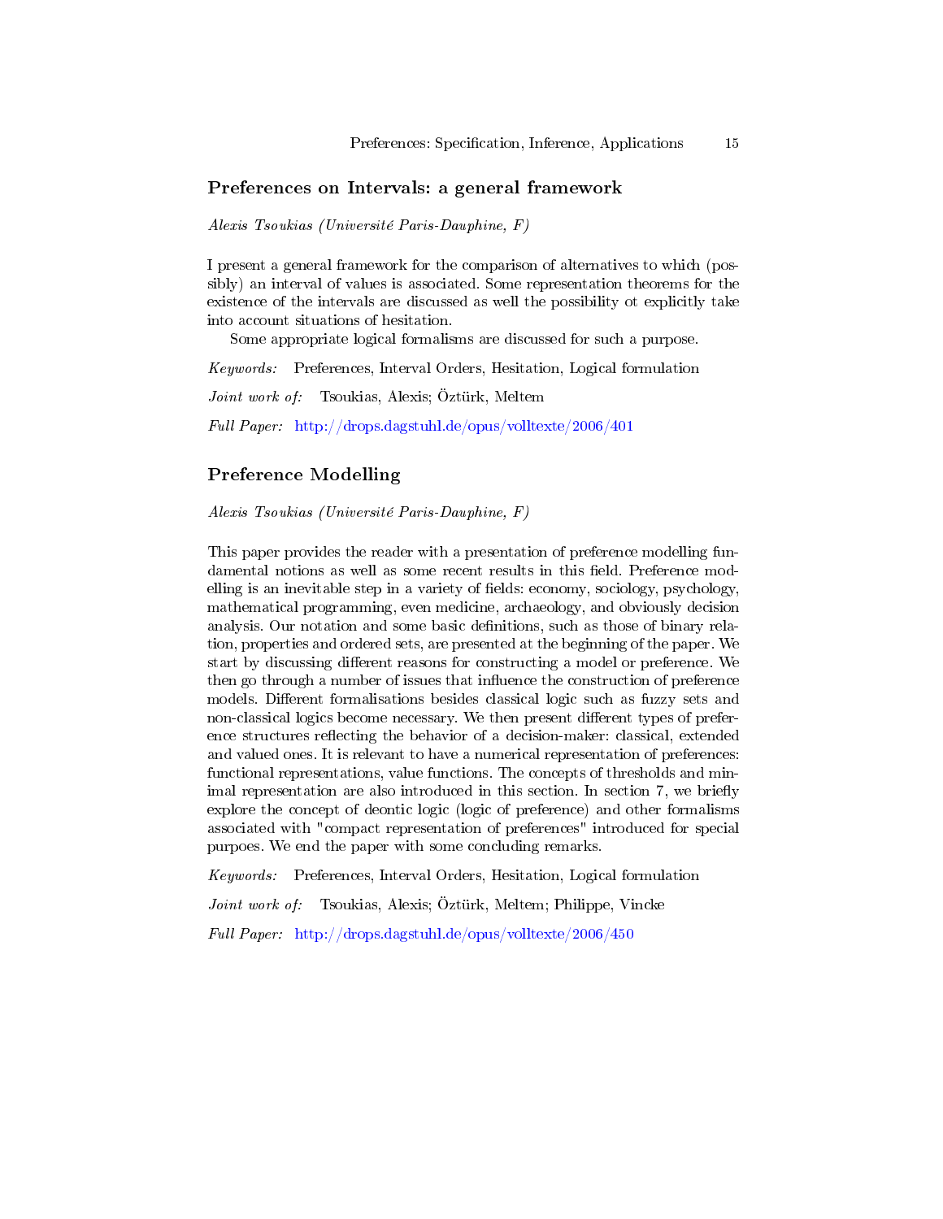## Preferences on Intervals: a general framework

*Alexis Tsoukias (Université Paris-Dauphine, F)*

I present a general framework for the comparison of alternatives to which (possibly) an interval of values is associated. Some representation theorems for the existence of the intervals are discussed as well the possibility ot explicitly take into account situations of hesitation.

Some appropriate logical formalisms are discussed for such a purpose.

*Keywords:* Preferences, Interval Orders, Hesitation, Logical formulation

*Joint work of:* Tsoukias, Alexis; Öztürk, Meltem

*Full Paper:* http://drops.dagstuhl.de/opus/volltexte/2006/401

## Preference Modelling

*Alexis Tsoukias (Université Paris-Dauphine, F)*

This paper provides the reader with a presentation of preference modelling fundamental notions as well as some recent results in this field. Preference modelling is an inevitable step in a variety of fields: economy, sociology, psychology, mathematical programming, even medicine, archaeology, and obviously decision analysis. Our notation and some basic definitions, such as those of binary relation, properties and ordered sets, are presented at the beginning of the paper. We start by discussing different reasons for constructing a model or preference. We then go through a number of issues that influence the construction of preference models. Different formalisations besides classical logic such as fuzzy sets and non-classical logics become necessary. We then present different types of preference structures reflecting the behavior of a decision-maker: classical, extended and valued ones. It is relevant to have a numerical representation of preferences: functional representations, value functions. The concepts of thresholds and minimal representation are also introduced in this section. In section 7, we briefly explore the concept of deontic logic (logic of preference) and other formalisms associated with "compact representation of preferences" introduced for special purpoes. We end the paper with some concluding remarks.

*Keywords:* Preferences, Interval Orders, Hesitation, Logical formulation

*Joint work of:* Tsoukias, Alexis; Öztürk, Meltem; Philippe, Vincke

*Full Paper:* http://drops.dagstuhl.de/opus/volltexte/2006/450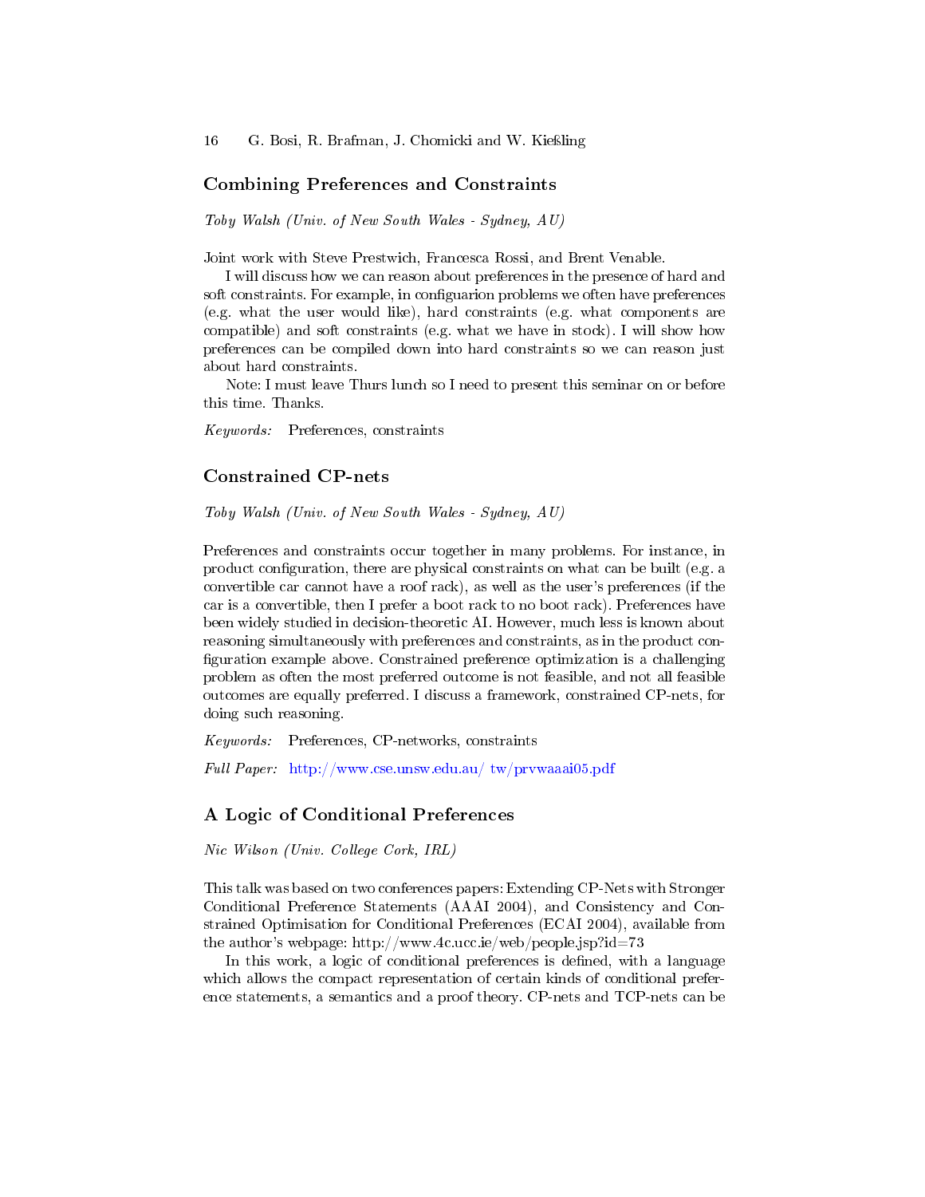## Combining Preferences and Constraints

*Toby Walsh (Univ. of New South Wales - Sydney, AU)*

Joint work with Steve Prestwich, Francesca Rossi, and Brent Venable.

I will discuss how we can reason about preferences in the presence of hard and soft constraints. For example, in configuarion problems we often have preferences (e.g. what the user would like), hard constraints (e.g. what components are compatible) and soft constraints (e.g. what we have in stock). I will show how preferences can be compiled down into hard constraints so we can reason just about hard constraints.

Note: I must leave Thurs lunch so I need to present this seminar on or before this time. Thanks.

*Keywords:* Preferences, constraints

## Constrained CP-nets

*Toby Walsh (Univ. of New South Wales - Sydney, AU)*

Preferences and constraints occur together in many problems. For instance, in product configuration, there are physical constraints on what can be built (e.g. a convertible car cannot have a roof rack), as well as the user's preferences (if the car is a convertible, then I prefer a boot rack to no boot rack). Preferences have been widely studied in decision-theoretic AI. However, much less is known about reasoning simultaneously with preferences and constraints, as in the product configuration example above. Constrained preference optimization is a challenging problem as often the most preferred outcome is not feasible, and not all feasible outcomes are equally preferred. I discuss a framework, constrained CP-nets, for doing such reasoning.

*Keywords:* Preferences, CP-networks, constraints

*Full Paper:* http://www.cse.unsw.edu.au/ tw/prvwaaai05.pdf

## A Logic of Conditional Preferences

*Nic Wilson (Univ. College Cork, IRL)*

This talk was based on two conferences papers: Extending CP-Nets with Stronger Conditional Preference Statements (AAAI 2004), and Consistency and Constrained Optimisation for Conditional Preferences (ECAI 2004), available from the author's webpage: http://www.4c.ucc.ie/web/people.jsp?id=73

In this work, a logic of conditional preferences is defined, with a language which allows the compact representation of certain kinds of conditional preference statements, a semantics and a proof theory. CP-nets and TCP-nets can be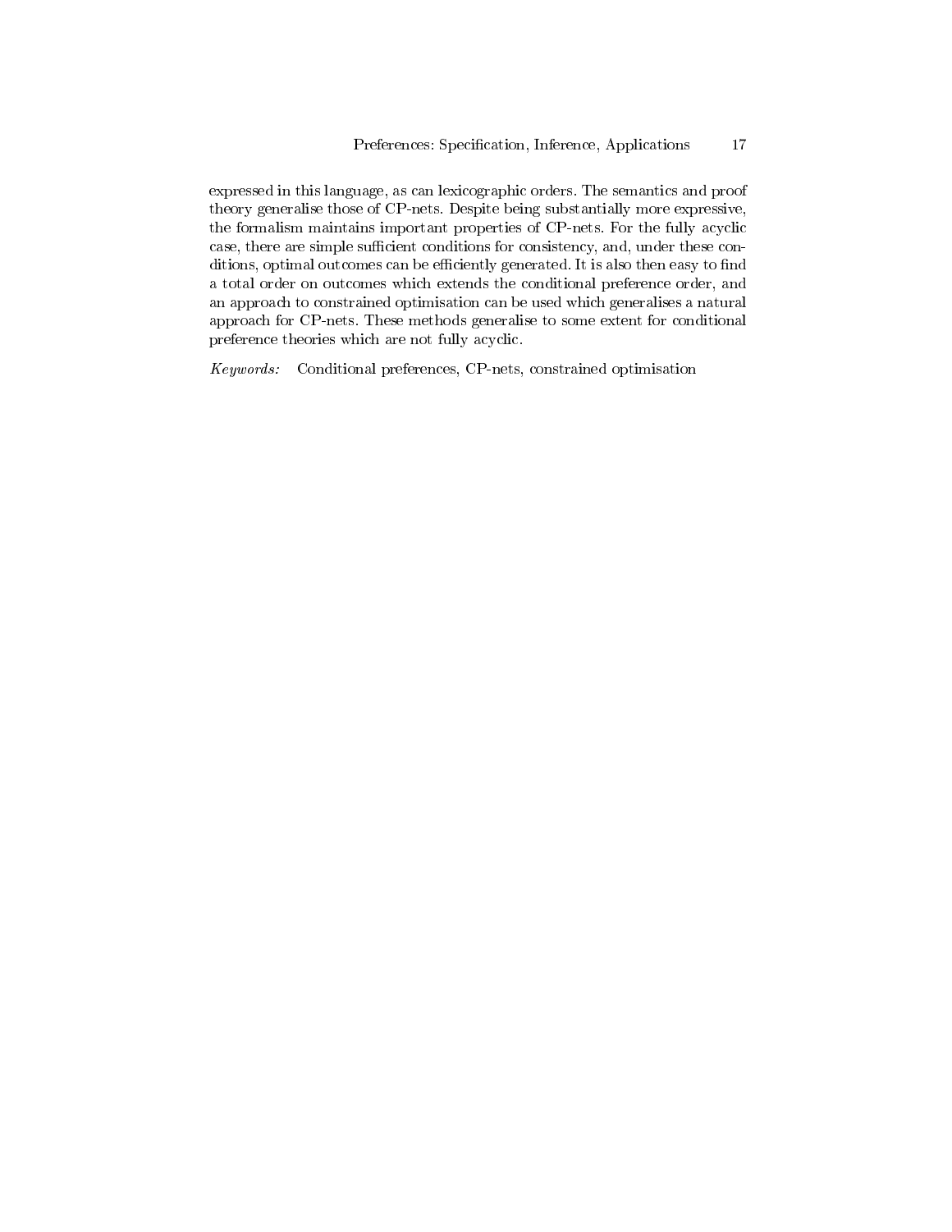expressed in this language, as can lexicographic orders. The semantics and proof theory generalise those of CP-nets. Despite being substantially more expressive, the formalism maintains important properties of CP-nets. For the fully acyclic case, there are simple sufficient conditions for consistency, and, under these conditions, optimal outcomes can be efficiently generated. It is also then easy to find a total order on outcomes which extends the conditional preference order, and an approach to constrained optimisation can be used which generalises a natural approach for CP-nets. These methods generalise to some extent for conditional preference theories which are not fully acyclic.

*Keywords:* Conditional preferences, CP-nets, constrained optimisation